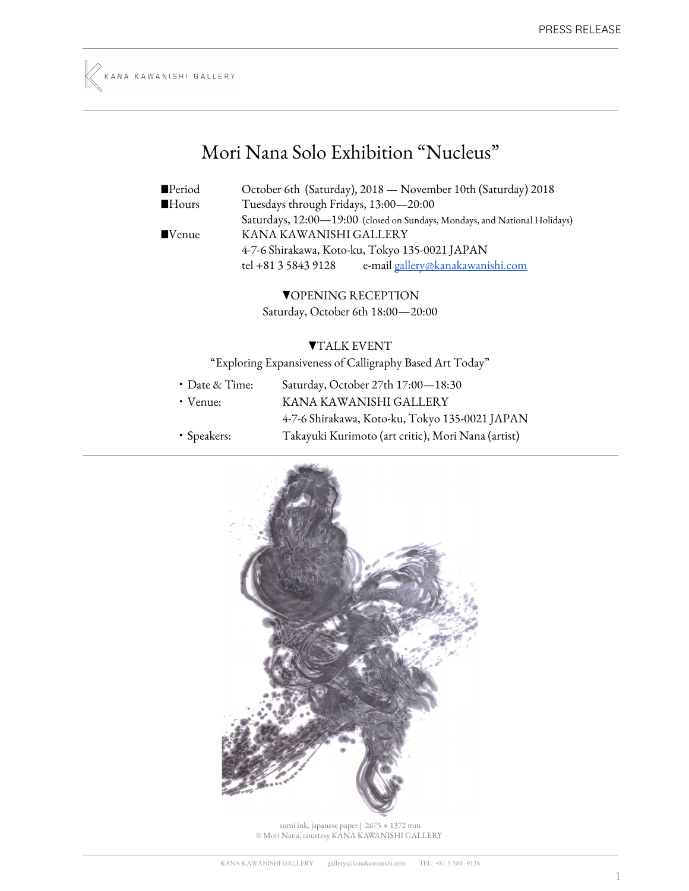# Mori Nana Solo Exhibition “Nucleus”

■Period October 6th (Saturday), 2018 — November 10th (Saturday) 2018

■Hours Tuesdays through Fridays, 13:00—20:00
Saturdays, 12:00—19:00 (closed on Sundays, Mondays, and National Holidays)

■Venue KANA KAWANISHI GALLERY
4-7-6 Shirakawa, Koto-ku, Tokyo 135-0021 JAPAN
tel +81 3 5843 9128 e-mail gallery@kanakawanishi.com

▼OPENING RECEPTION
Saturday, October 6th 18:00—20:00

▼TALK EVENT
“Exploring Expansiveness of Calligraphy Based Art Today”

- Date & Time: Saturday, October 27th 17:00—18:30
- Venue: KANA KAWANISHI GALLERY
  4-7-6 Shirakawa, Koto-ku, Tokyo 135-0021 JAPAN
- Speakers: Takayuki Kurimoto (art critic), Mori Nana (artist)

sumi ink, japanese paper | 2675 × 1372 mm
© Mori Nana, courtesy KANA KAWANISHI GALLERY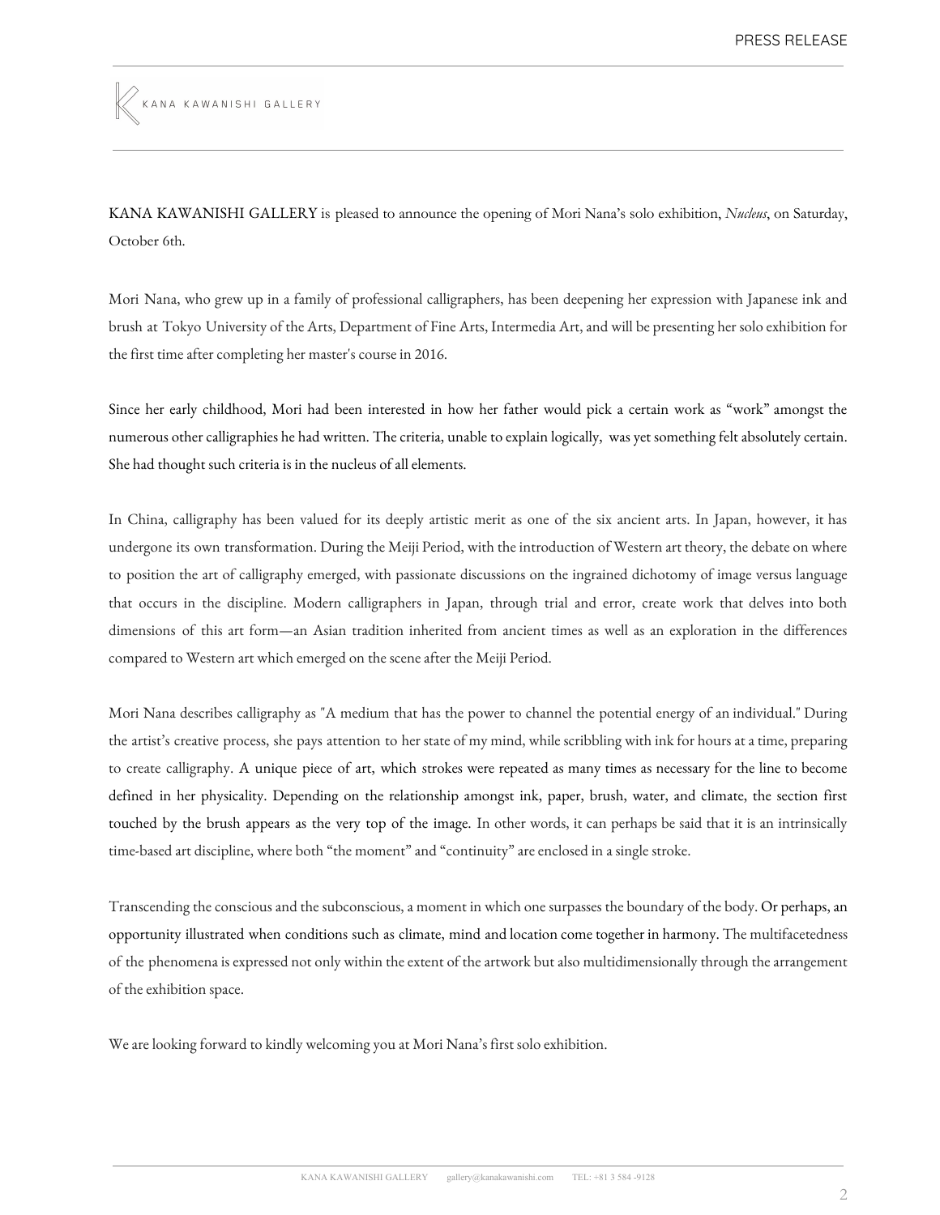KANA KAWANISHI GALLERY is pleased to announce the opening of Mori Nana's solo exhibition, *Nucleus*, on Saturday, October 6th.

Mori Nana, who grew up in a family of professional calligraphers, has been deepening her expression with Japanese ink and brush at Tokyo University of the Arts, Department of Fine Arts, Intermedia Art, and will be presenting her solo exhibition for the first time after completing her master's course in 2016.

Since her early childhood, Mori had been interested in how her father would pick a certain work as "work" amongst the numerous other calligraphies he had written. The criteria, unable to explain logically, was yet something felt absolutely certain. She had thought such criteria is in the nucleus of all elements.

In China, calligraphy has been valued for its deeply artistic merit as one of the six ancient arts. In Japan, however, it has undergone its own transformation. During the Meiji Period, with the introduction of Western art theory, the debate on where to position the art of calligraphy emerged, with passionate discussions on the ingrained dichotomy of image versus language that occurs in the discipline. Modern calligraphers in Japan, through trial and error, create work that delves into both dimensions of this art form—an Asian tradition inherited from ancient times as well as an exploration in the differences compared to Western art which emerged on the scene after the Meiji Period.

Mori Nana describes calligraphy as "A medium that has the power to channel the potential energy of an individual." During the artist's creative process, she pays attention to her state of my mind, while scribbling with ink for hours at a time, preparing to create calligraphy. A unique piece of art, which strokes were repeated as many times as necessary for the line to become defined in her physicality. Depending on the relationship amongst ink, paper, brush, water, and climate, the section first touched by the brush appears as the very top of the image. In other words, it can perhaps be said that it is an intrinsically time-based art discipline, where both "the moment" and "continuity" are enclosed in a single stroke.

Transcending the conscious and the subconscious, a moment in which one surpasses the boundary of the body. Or perhaps, an opportunity illustrated when conditions such as climate, mind and location come together in harmony. The multifacetedness of the phenomena is expressed not only within the extent of the artwork but also multidimensionally through the arrangement of the exhibition space.

We are looking forward to kindly welcoming you at Mori Nana's first solo exhibition.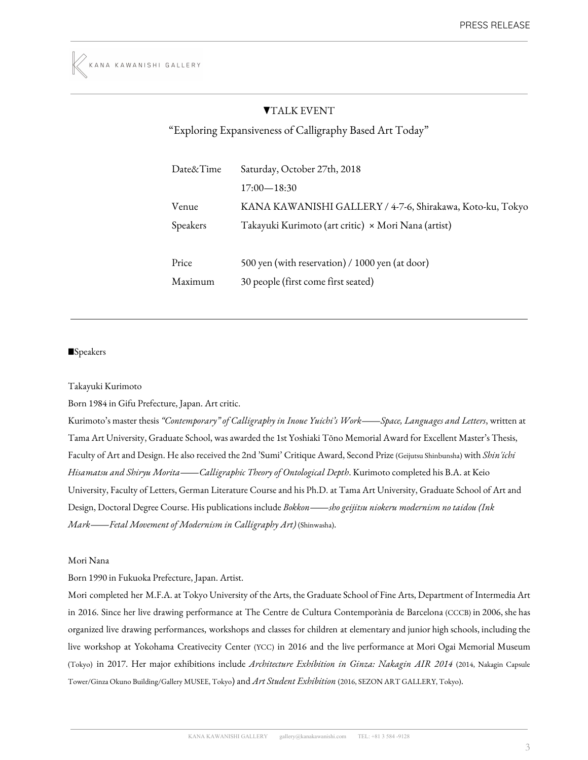▼TALK EVENT

"Exploring Expansiveness of Calligraphy Based Art Today"

| | |
|---|---|
| Date&Time | Saturday, October 27th, 2018 |
| | 17:00—18:30 |
| Venue | KANA KAWANISHI GALLERY / 4-7-6, Shirakawa, Koto-ku, Tokyo |
| Speakers | Takayuki Kurimoto (art critic) × Mori Nana (artist) |
| Price | 500 yen (with reservation) / 1000 yen (at door) |
| Maximum | 30 people (first come first seated) |

---

■Speakers

Takayuki Kurimoto

Born 1984 in Gifu Prefecture, Japan. Art critic.

Kurimoto's master thesis *"Contemporary" of Calligraphy in Inoue Yuichi's Work——Space, Languages and Letters*, written at Tama Art University, Graduate School, was awarded the 1st Yoshiaki Tōno Memorial Award for Excellent Master's Thesis, Faculty of Art and Design. He also received the 2nd 'Sumi' Critique Award, Second Prize (Geijutsu Shinbunsha) with *Shin'ichi Hisamatsu and Shiryu Morita——Calligraphic Theory of Ontological Depth*. Kurimoto completed his B.A. at Keio University, Faculty of Letters, German Literature Course and his Ph.D. at Tama Art University, Graduate School of Art and Design, Doctoral Degree Course. His publications include *Bokkon——sho geijitsu niokeru modernism no taidou (Ink Mark——Fetal Movement of Modernism in Calligraphy Art)* (Shinwasha).

Mori Nana

Born 1990 in Fukuoka Prefecture, Japan. Artist.

Mori completed her M.F.A. at Tokyo University of the Arts, the Graduate School of Fine Arts, Department of Intermedia Art in 2016. Since her live drawing performance at The Centre de Cultura Contemporània de Barcelona (CCCB) in 2006, she has organized live drawing performances, workshops and classes for children at elementary and junior high schools, including the live workshop at Yokohama Creativecity Center (YCC) in 2016 and the live performance at Mori Ogai Memorial Museum (Tokyo) in 2017. Her major exhibitions include *Architecture Exhibition in Ginza: Nakagin AIR 2014* (2014, Nakagin Capsule Tower/Ginza Okuno Building/Gallery MUSEE, Tokyo) and *Art Student Exhibition* (2016, SEZON ART GALLERY, Tokyo).